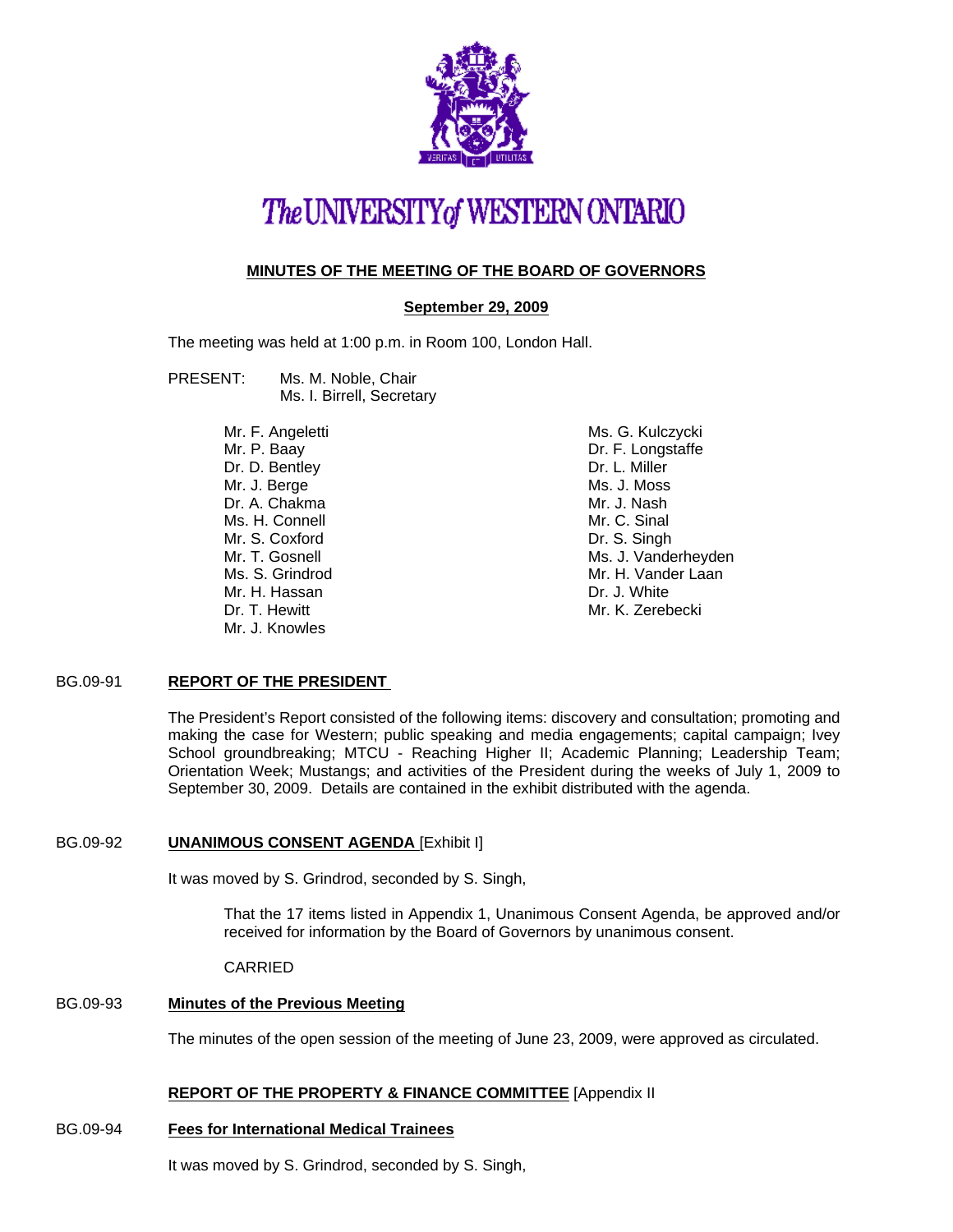# The UNIVERSITY of WESTERN ONTARIO

## MINUTES OF THE MEETING OF THE BOARD OF GOVERNORS

**September 29, 2009**

The meeting was held at 1:00 p.m. in Room 100, London Hall.

PRESENT: Ms. M. Noble, Chair
Ms. I. Birrell, Secretary

Mr. F. Angeletti
Mr. P. Baay
Dr. D. Bentley
Mr. J. Berge
Dr. A. Chakma
Ms. H. Connell
Mr. S. Coxford
Mr. T. Gosnell
Ms. S. Grindrod
Mr. H. Hassan
Dr. T. Hewitt
Mr. J. Knowles
Ms. G. Kulczycki
Dr. F. Longstaffe
Dr. L. Miller
Ms. J. Moss
Mr. J. Nash
Mr. C. Sinal
Dr. S. Singh
Ms. J. Vanderheyden
Mr. H. Vander Laan
Dr. J. White
Mr. K. Zerebecki

**BG.09-91 REPORT OF THE PRESIDENT**

The President's Report consisted of the following items: discovery and consultation; promoting and making the case for Western; public speaking and media engagements; capital campaign; Ivey School groundbreaking; MTCU - Reaching Higher II; Academic Planning; Leadership Team; Orientation Week; Mustangs; and activities of the President during the weeks of July 1, 2009 to September 30, 2009. Details are contained in the exhibit distributed with the agenda.

**BG.09-92 UNANIMOUS CONSENT AGENDA** [Exhibit I]

It was moved by S. Grindrod, seconded by S. Singh,

> That the 17 items listed in Appendix 1, Unanimous Consent Agenda, be approved and/or received for information by the Board of Governors by unanimous consent.
>
> CARRIED

**BG.09-93 Minutes of the Previous Meeting**

The minutes of the open session of the meeting of June 23, 2009, were approved as circulated.

**REPORT OF THE PROPERTY & FINANCE COMMITTEE** [Appendix II

**BG.09-94 Fees for International Medical Trainees**

It was moved by S. Grindrod, seconded by S. Singh,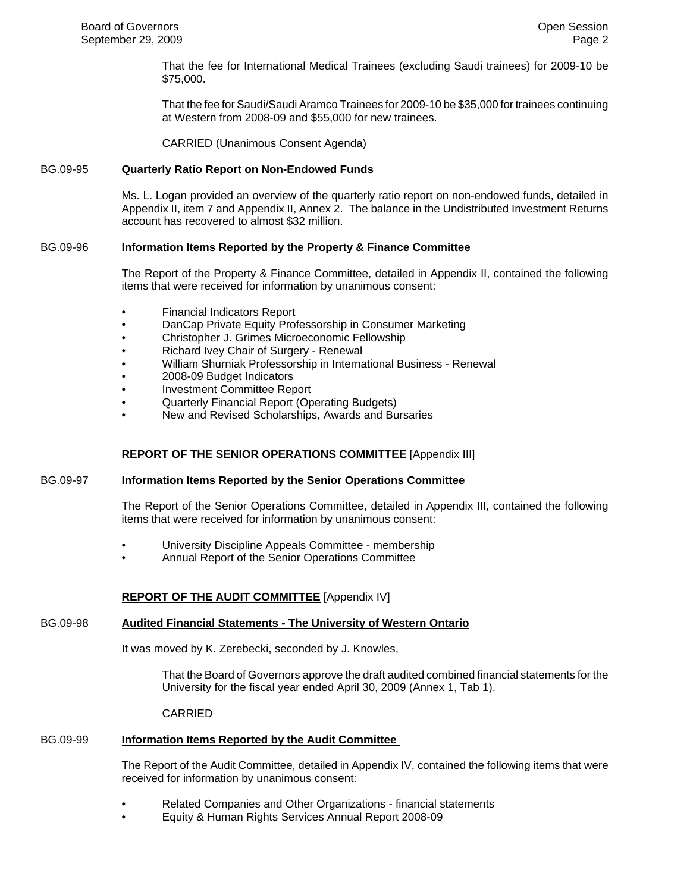That the fee for International Medical Trainees (excluding Saudi trainees) for 2009-10 be $75,000.

That the fee for Saudi/Saudi Aramco Trainees for 2009-10 be $35,000 for trainees continuing at Western from 2008-09 and $55,000 for new trainees.

CARRIED (Unanimous Consent Agenda)

BG.09-95 **Quarterly Ratio Report on Non-Endowed Funds**

Ms. L. Logan provided an overview of the quarterly ratio report on non-endowed funds, detailed in Appendix II, item 7 and Appendix II, Annex 2. The balance in the Undistributed Investment Returns account has recovered to almost $32 million.

BG.09-96 **Information Items Reported by the Property & Finance Committee**

The Report of the Property & Finance Committee, detailed in Appendix II, contained the following items that were received for information by unanimous consent:

- Financial Indicators Report
- DanCap Private Equity Professorship in Consumer Marketing
- Christopher J. Grimes Microeconomic Fellowship
- Richard Ivey Chair of Surgery - Renewal
- William Shurniak Professorship in International Business - Renewal
- 2008-09 Budget Indicators
- Investment Committee Report
- Quarterly Financial Report (Operating Budgets)
- New and Revised Scholarships, Awards and Bursaries

**REPORT OF THE SENIOR OPERATIONS COMMITTEE** [Appendix III]

BG.09-97 **Information Items Reported by the Senior Operations Committee**

The Report of the Senior Operations Committee, detailed in Appendix III, contained the following items that were received for information by unanimous consent:

- University Discipline Appeals Committee - membership
- Annual Report of the Senior Operations Committee

**REPORT OF THE AUDIT COMMITTEE** [Appendix IV]

BG.09-98 **Audited Financial Statements - The University of Western Ontario**

It was moved by K. Zerebecki, seconded by J. Knowles,

That the Board of Governors approve the draft audited combined financial statements for the University for the fiscal year ended April 30, 2009 (Annex 1, Tab 1).

CARRIED

BG.09-99 **Information Items Reported by the Audit Committee**

The Report of the Audit Committee, detailed in Appendix IV, contained the following items that were received for information by unanimous consent:

- Related Companies and Other Organizations - financial statements
- Equity & Human Rights Services Annual Report 2008-09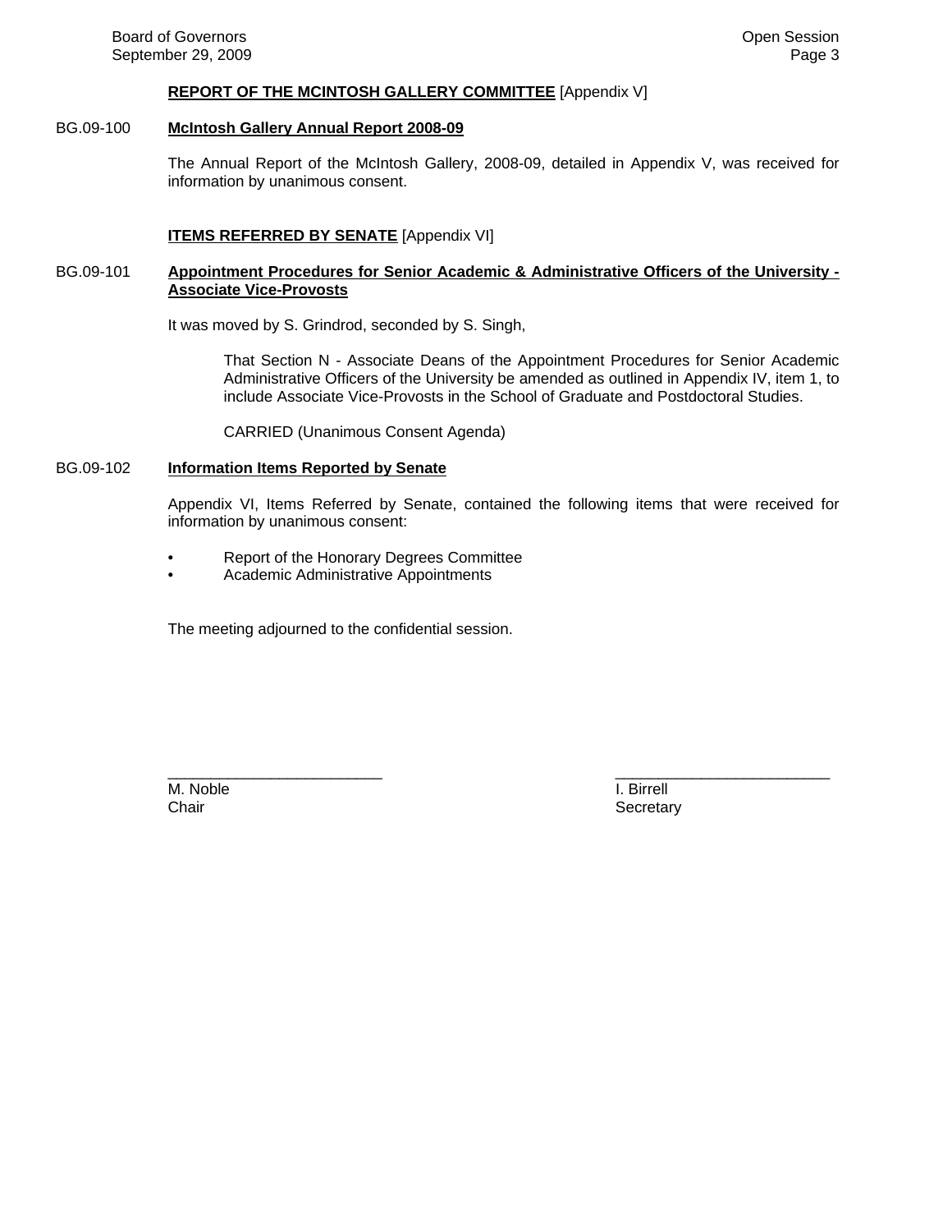**REPORT OF THE MCINTOSH GALLERY COMMITTEE** [Appendix V]

BG.09-100 **McIntosh Gallery Annual Report 2008-09**

The Annual Report of the McIntosh Gallery, 2008-09, detailed in Appendix V, was received for information by unanimous consent.

**ITEMS REFERRED BY SENATE** [Appendix VI]

BG.09-101 **Appointment Procedures for Senior Academic & Administrative Officers of the University - Associate Vice-Provosts**

It was moved by S. Grindrod, seconded by S. Singh,

> That Section N - Associate Deans of the Appointment Procedures for Senior Academic Administrative Officers of the University be amended as outlined in Appendix IV, item 1, to include Associate Vice-Provosts in the School of Graduate and Postdoctoral Studies.
>
> CARRIED (Unanimous Consent Agenda)

BG.09-102 **Information Items Reported by Senate**

Appendix VI, Items Referred by Senate, contained the following items that were received for information by unanimous consent:

- Report of the Honorary Degrees Committee
- Academic Administrative Appointments

The meeting adjourned to the confidential session.

| | |
|---|---|
| \_\_\_\_\_\_\_\_\_\_\_\_\_\_\_\_\_\_\_\_\_\_\_\_ | \_\_\_\_\_\_\_\_\_\_\_\_\_\_\_\_\_\_\_\_\_\_\_\_ |
| M. Noble | I. Birrell |
| Chair | Secretary |